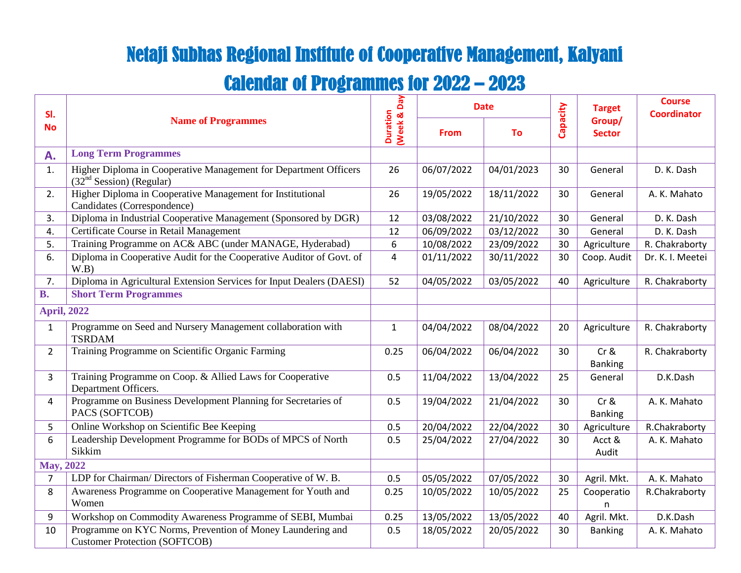# Netaji Subhas Regional Institute of Cooperative Management, Kalyani

# Calendar of Programmes for 2022 – 2023

| Sl. No | Name of Programmes | Duration (Week & Day) | Date | | Capacity | Target Group/ Sector | Course Coordinator |
|---|---|---|---|---|---|---|---|
| | | | From | To | | | |
| A. | **Long Term Programmes** | | | | | | |
| 1. | Higher Diploma in Cooperative Management for Department Officers (32nd Session) (Regular) | 26 | 06/07/2022 | 04/01/2023 | 30 | General | D. K. Dash |
| 2. | Higher Diploma in Cooperative Management for Institutional Candidates (Correspondence) | 26 | 19/05/2022 | 18/11/2022 | 30 | General | A. K. Mahato |
| 3. | Diploma in Industrial Cooperative Management (Sponsored by DGR) | 12 | 03/08/2022 | 21/10/2022 | 30 | General | D. K. Dash |
| 4. | Certificate Course in Retail Management | 12 | 06/09/2022 | 03/12/2022 | 30 | General | D. K. Dash |
| 5. | Training Programme on AC& ABC (under MANAGE, Hyderabad) | 6 | 10/08/2022 | 23/09/2022 | 30 | Agriculture | R. Chakraborty |
| 6. | Diploma in Cooperative Audit for the Cooperative Auditor of Govt. of W.B) | 4 | 01/11/2022 | 30/11/2022 | 30 | Coop. Audit | Dr. K. I. Meetei |
| 7. | Diploma in Agricultural Extension Services for Input Dealers (DAESI) | 52 | 04/05/2022 | 03/05/2022 | 40 | Agriculture | R. Chakraborty |
| B. | **Short Term Programmes** | | | | | | |
| **April, 2022** | | | | | | | |
| 1 | Programme on Seed and Nursery Management collaboration with TSRDAM | 1 | 04/04/2022 | 08/04/2022 | 20 | Agriculture | R. Chakraborty |
| 2 | Training Programme on Scientific Organic Farming | 0.25 | 06/04/2022 | 06/04/2022 | 30 | Cr & Banking | R. Chakraborty |
| 3 | Training Programme on Coop. & Allied Laws for Cooperative Department Officers. | 0.5 | 11/04/2022 | 13/04/2022 | 25 | General | D.K.Dash |
| 4 | Programme on Business Development Planning for Secretaries of PACS (SOFTCOB) | 0.5 | 19/04/2022 | 21/04/2022 | 30 | Cr & Banking | A. K. Mahato |
| 5 | Online Workshop on Scientific Bee Keeping | 0.5 | 20/04/2022 | 22/04/2022 | 30 | Agriculture | R.Chakraborty |
| 6 | Leadership Development Programme for BODs of MPCS of North Sikkim | 0.5 | 25/04/2022 | 27/04/2022 | 30 | Acct & Audit | A. K. Mahato |
| **May, 2022** | | | | | | | |
| 7 | LDP for Chairman/ Directors of Fisherman Cooperative of W. B. | 0.5 | 05/05/2022 | 07/05/2022 | 30 | Agril. Mkt. | A. K. Mahato |
| 8 | Awareness Programme on Cooperative Management for Youth and Women | 0.25 | 10/05/2022 | 10/05/2022 | 25 | Cooperation | R.Chakraborty |
| 9 | Workshop on Commodity Awareness Programme of SEBI, Mumbai | 0.25 | 13/05/2022 | 13/05/2022 | 40 | Agril. Mkt. | D.K.Dash |
| 10 | Programme on KYC Norms, Prevention of Money Laundering and Customer Protection (SOFTCOB) | 0.5 | 18/05/2022 | 20/05/2022 | 30 | Banking | A. K. Mahato |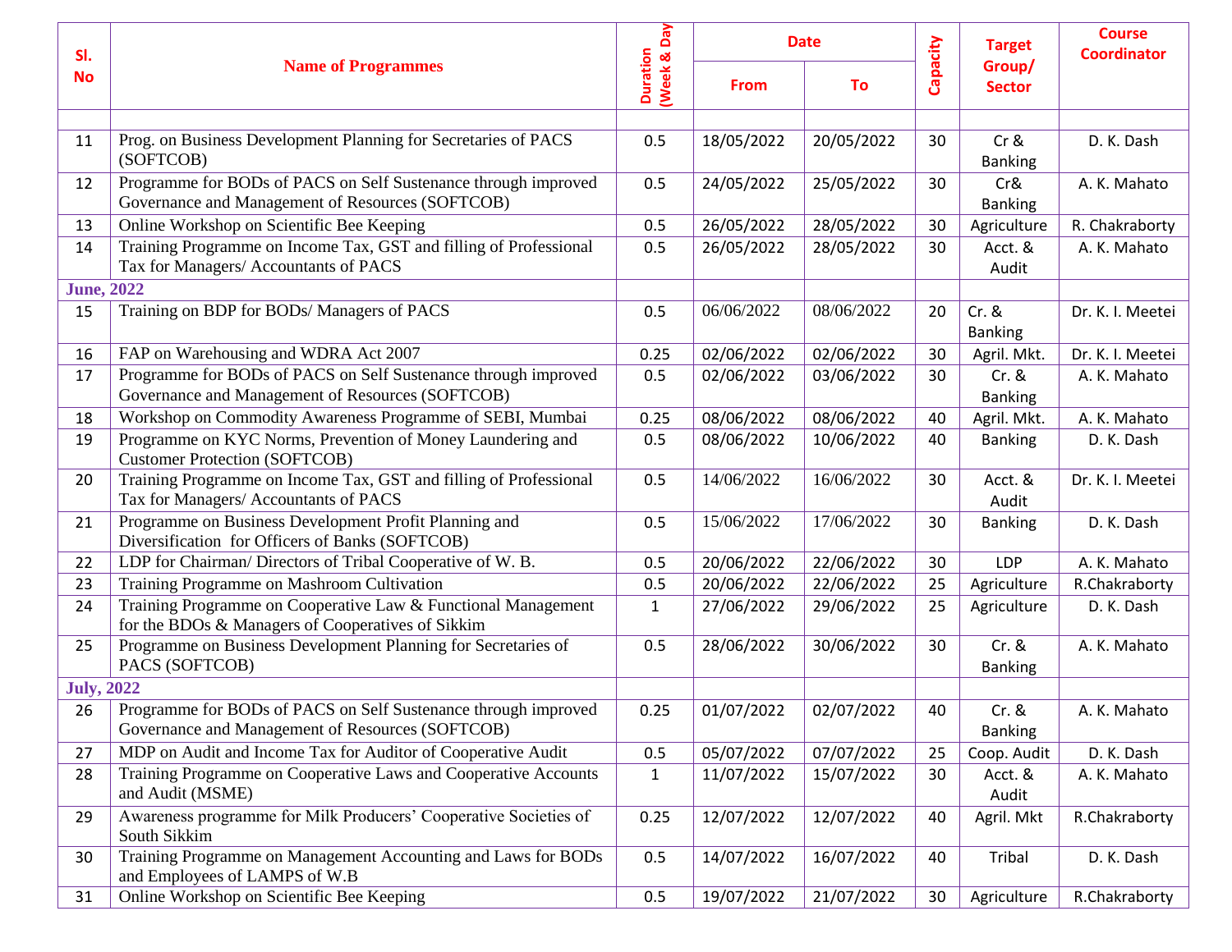| Sl. No | Name of Programmes | Duration (Week & Day) | Date | | Capacity | Target Group/ Sector | Course Coordinator |
|---|---|---|---|---|---|---|---|
| | | | From | To | | | |
| | | | | | | | |
| 11 | Prog. on Business Development Planning for Secretaries of PACS (SOFTCOB) | 0.5 | 18/05/2022 | 20/05/2022 | 30 | Cr & Banking | D. K. Dash |
| 12 | Programme for BODs of PACS on Self Sustenance through improved Governance and Management of Resources (SOFTCOB) | 0.5 | 24/05/2022 | 25/05/2022 | 30 | Cr& Banking | A. K. Mahato |
| 13 | Online Workshop on Scientific Bee Keeping | 0.5 | 26/05/2022 | 28/05/2022 | 30 | Agriculture | R. Chakraborty |
| 14 | Training Programme on Income Tax, GST and filling of Professional Tax for Managers/ Accountants of PACS | 0.5 | 26/05/2022 | 28/05/2022 | 30 | Acct. & Audit | A. K. Mahato |
| **June, 2022** | | | | | | | |
| 15 | Training on BDP for BODs/ Managers of PACS | 0.5 | 06/06/2022 | 08/06/2022 | 20 | Cr. & Banking | Dr. K. I. Meetei |
| 16 | FAP on Warehousing and WDRA Act 2007 | 0.25 | 02/06/2022 | 02/06/2022 | 30 | Agril. Mkt. | Dr. K. I. Meetei |
| 17 | Programme for BODs of PACS on Self Sustenance through improved Governance and Management of Resources (SOFTCOB) | 0.5 | 02/06/2022 | 03/06/2022 | 30 | Cr. & Banking | A. K. Mahato |
| 18 | Workshop on Commodity Awareness Programme of SEBI, Mumbai | 0.25 | 08/06/2022 | 08/06/2022 | 40 | Agril. Mkt. | A. K. Mahato |
| 19 | Programme on KYC Norms, Prevention of Money Laundering and Customer Protection (SOFTCOB) | 0.5 | 08/06/2022 | 10/06/2022 | 40 | Banking | D. K. Dash |
| 20 | Training Programme on Income Tax, GST and filling of Professional Tax for Managers/ Accountants of PACS | 0.5 | 14/06/2022 | 16/06/2022 | 30 | Acct. & Audit | Dr. K. I. Meetei |
| 21 | Programme on Business Development Profit Planning and Diversification for Officers of Banks (SOFTCOB) | 0.5 | 15/06/2022 | 17/06/2022 | 30 | Banking | D. K. Dash |
| 22 | LDP for Chairman/ Directors of Tribal Cooperative of W. B. | 0.5 | 20/06/2022 | 22/06/2022 | 30 | LDP | A. K. Mahato |
| 23 | Training Programme on Mashroom Cultivation | 0.5 | 20/06/2022 | 22/06/2022 | 25 | Agriculture | R.Chakraborty |
| 24 | Training Programme on Cooperative Law & Functional Management for the BDOs & Managers of Cooperatives of Sikkim | 1 | 27/06/2022 | 29/06/2022 | 25 | Agriculture | D. K. Dash |
| 25 | Programme on Business Development Planning for Secretaries of PACS (SOFTCOB) | 0.5 | 28/06/2022 | 30/06/2022 | 30 | Cr. & Banking | A. K. Mahato |
| **July, 2022** | | | | | | | |
| 26 | Programme for BODs of PACS on Self Sustenance through improved Governance and Management of Resources (SOFTCOB) | 0.25 | 01/07/2022 | 02/07/2022 | 40 | Cr. & Banking | A. K. Mahato |
| 27 | MDP on Audit and Income Tax for Auditor of Cooperative Audit | 0.5 | 05/07/2022 | 07/07/2022 | 25 | Coop. Audit | D. K. Dash |
| 28 | Training Programme on Cooperative Laws and Cooperative Accounts and Audit (MSME) | 1 | 11/07/2022 | 15/07/2022 | 30 | Acct. & Audit | A. K. Mahato |
| 29 | Awareness programme for Milk Producers' Cooperative Societies of South Sikkim | 0.25 | 12/07/2022 | 12/07/2022 | 40 | Agril. Mkt | R.Chakraborty |
| 30 | Training Programme on Management Accounting and Laws for BODs and Employees of LAMPS of W.B | 0.5 | 14/07/2022 | 16/07/2022 | 40 | Tribal | D. K. Dash |
| 31 | Online Workshop on Scientific Bee Keeping | 0.5 | 19/07/2022 | 21/07/2022 | 30 | Agriculture | R.Chakraborty |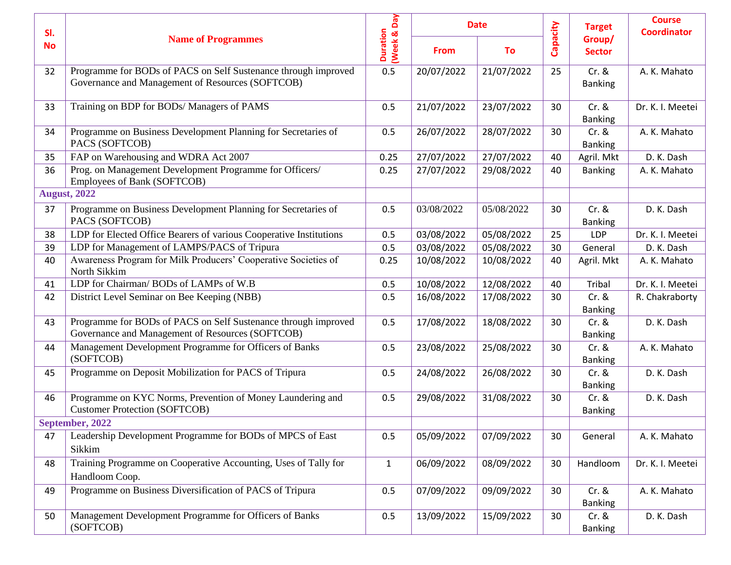| Sl. No | Name of Programmes | Duration (Week & Day) | Date | | Capacity | Target Group/ Sector | Course Coordinator |
|---|---|---|---|---|---|---|---|
| | | | From | To | | | |
| 32 | Programme for BODs of PACS on Self Sustenance through improved Governance and Management of Resources (SOFTCOB) | 0.5 | 20/07/2022 | 21/07/2022 | 25 | Cr. & Banking | A. K. Mahato |
| 33 | Training on BDP for BODs/ Managers of PAMS | 0.5 | 21/07/2022 | 23/07/2022 | 30 | Cr. & Banking | Dr. K. I. Meetei |
| 34 | Programme on Business Development Planning for Secretaries of PACS (SOFTCOB) | 0.5 | 26/07/2022 | 28/07/2022 | 30 | Cr. & Banking | A. K. Mahato |
| 35 | FAP on Warehousing and WDRA Act 2007 | 0.25 | 27/07/2022 | 27/07/2022 | 40 | Agril. Mkt | D. K. Dash |
| 36 | Prog. on Management Development Programme for Officers/ Employees of Bank (SOFTCOB) | 0.25 | 27/07/2022 | 29/08/2022 | 40 | Banking | A. K. Mahato |
| **August, 2022** | | | | | | | |
| 37 | Programme on Business Development Planning for Secretaries of PACS (SOFTCOB) | 0.5 | 03/08/2022 | 05/08/2022 | 30 | Cr. & Banking | D. K. Dash |
| 38 | LDP for Elected Office Bearers of various Cooperative Institutions | 0.5 | 03/08/2022 | 05/08/2022 | 25 | LDP | Dr. K. I. Meetei |
| 39 | LDP for Management of LAMPS/PACS of Tripura | 0.5 | 03/08/2022 | 05/08/2022 | 30 | General | D. K. Dash |
| 40 | Awareness Program for Milk Producers' Cooperative Societies of North Sikkim | 0.25 | 10/08/2022 | 10/08/2022 | 40 | Agril. Mkt | A. K. Mahato |
| 41 | LDP for Chairman/ BODs of LAMPs of W.B | 0.5 | 10/08/2022 | 12/08/2022 | 40 | Tribal | Dr. K. I. Meetei |
| 42 | District Level Seminar on Bee Keeping (NBB) | 0.5 | 16/08/2022 | 17/08/2022 | 30 | Cr. & Banking | R. Chakraborty |
| 43 | Programme for BODs of PACS on Self Sustenance through improved Governance and Management of Resources (SOFTCOB) | 0.5 | 17/08/2022 | 18/08/2022 | 30 | Cr. & Banking | D. K. Dash |
| 44 | Management Development Programme for Officers of Banks (SOFTCOB) | 0.5 | 23/08/2022 | 25/08/2022 | 30 | Cr. & Banking | A. K. Mahato |
| 45 | Programme on Deposit Mobilization for PACS of Tripura | 0.5 | 24/08/2022 | 26/08/2022 | 30 | Cr. & Banking | D. K. Dash |
| 46 | Programme on KYC Norms, Prevention of Money Laundering and Customer Protection (SOFTCOB) | 0.5 | 29/08/2022 | 31/08/2022 | 30 | Cr. & Banking | D. K. Dash |
| **September, 2022** | | | | | | | |
| 47 | Leadership Development Programme for BODs of MPCS of East Sikkim | 0.5 | 05/09/2022 | 07/09/2022 | 30 | General | A. K. Mahato |
| 48 | Training Programme on Cooperative Accounting, Uses of Tally for Handloom Coop. | 1 | 06/09/2022 | 08/09/2022 | 30 | Handloom | Dr. K. I. Meetei |
| 49 | Programme on Business Diversification of PACS of Tripura | 0.5 | 07/09/2022 | 09/09/2022 | 30 | Cr. & Banking | A. K. Mahato |
| 50 | Management Development Programme for Officers of Banks (SOFTCOB) | 0.5 | 13/09/2022 | 15/09/2022 | 30 | Cr. & Banking | D. K. Dash |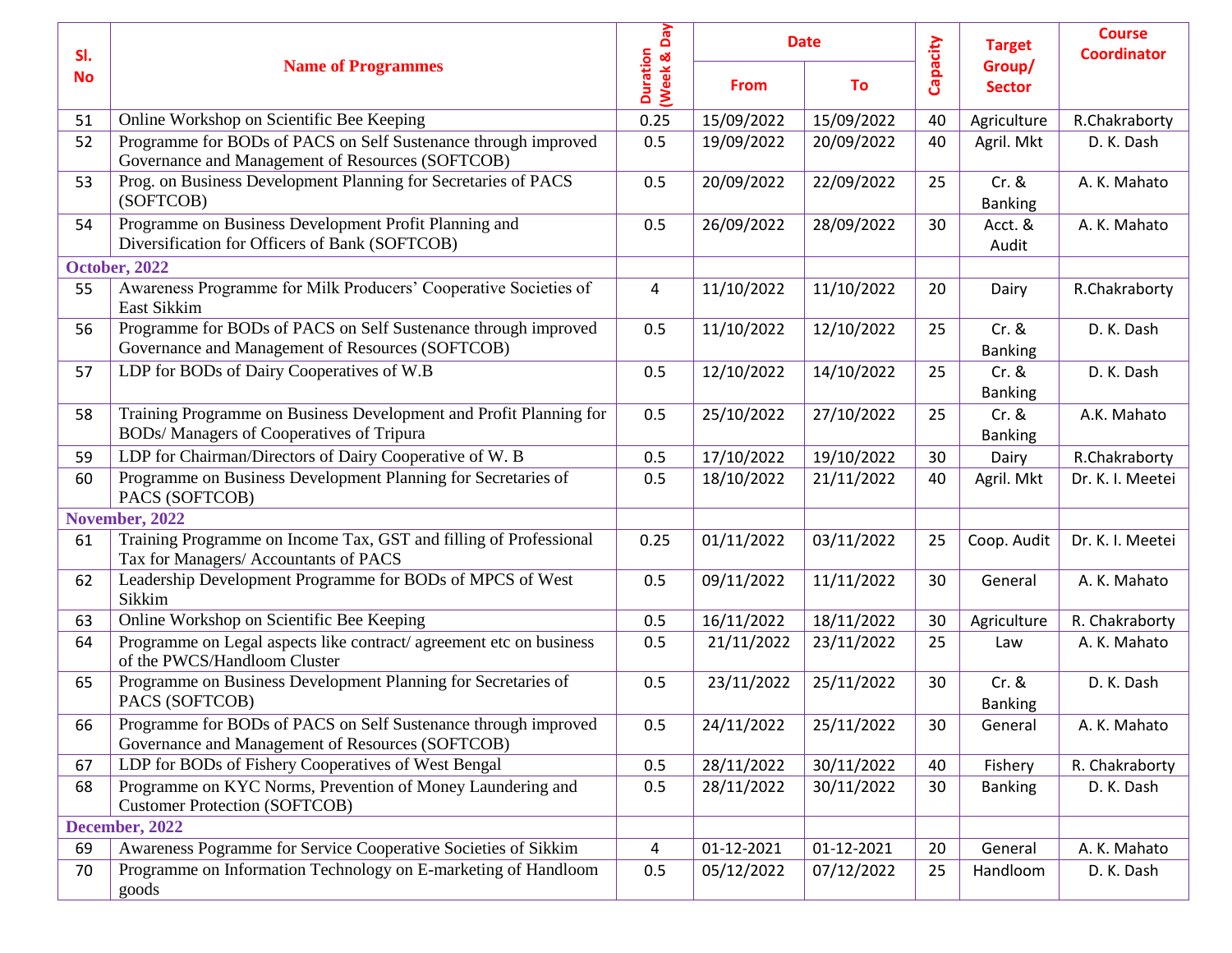| Sl. No | Name of Programmes | Duration (Week & Day) | Date | | Capacity | Target Group/ Sector | Course Coordinator |
|---|---|---|---|---|---|---|---|
| | | | From | To | | | |
| 51 | Online Workshop on Scientific Bee Keeping | 0.25 | 15/09/2022 | 15/09/2022 | 40 | Agriculture | R.Chakraborty |
| 52 | Programme for BODs of PACS on Self Sustenance through improved Governance and Management of Resources (SOFTCOB) | 0.5 | 19/09/2022 | 20/09/2022 | 40 | Agril. Mkt | D. K. Dash |
| 53 | Prog. on Business Development Planning for Secretaries of PACS (SOFTCOB) | 0.5 | 20/09/2022 | 22/09/2022 | 25 | Cr. & Banking | A. K. Mahato |
| 54 | Programme on Business Development Profit Planning and Diversification for Officers of Bank (SOFTCOB) | 0.5 | 26/09/2022 | 28/09/2022 | 30 | Acct. & Audit | A. K. Mahato |
| **October, 2022** | | | | | | | |
| 55 | Awareness Programme for Milk Producers' Cooperative Societies of East Sikkim | 4 | 11/10/2022 | 11/10/2022 | 20 | Dairy | R.Chakraborty |
| 56 | Programme for BODs of PACS on Self Sustenance through improved Governance and Management of Resources (SOFTCOB) | 0.5 | 11/10/2022 | 12/10/2022 | 25 | Cr. & Banking | D. K. Dash |
| 57 | LDP for BODs of Dairy Cooperatives of W.B | 0.5 | 12/10/2022 | 14/10/2022 | 25 | Cr. & Banking | D. K. Dash |
| 58 | Training Programme on Business Development and Profit Planning for BODs/ Managers of Cooperatives of Tripura | 0.5 | 25/10/2022 | 27/10/2022 | 25 | Cr. & Banking | A.K. Mahato |
| 59 | LDP for Chairman/Directors of Dairy Cooperative of W. B | 0.5 | 17/10/2022 | 19/10/2022 | 30 | Dairy | R.Chakraborty |
| 60 | Programme on Business Development Planning for Secretaries of PACS (SOFTCOB) | 0.5 | 18/10/2022 | 21/11/2022 | 40 | Agril. Mkt | Dr. K. I. Meetei |
| **November, 2022** | | | | | | | |
| 61 | Training Programme on Income Tax, GST and filling of Professional Tax for Managers/ Accountants of PACS | 0.25 | 01/11/2022 | 03/11/2022 | 25 | Coop. Audit | Dr. K. I. Meetei |
| 62 | Leadership Development Programme for BODs of MPCS of West Sikkim | 0.5 | 09/11/2022 | 11/11/2022 | 30 | General | A. K. Mahato |
| 63 | Online Workshop on Scientific Bee Keeping | 0.5 | 16/11/2022 | 18/11/2022 | 30 | Agriculture | R. Chakraborty |
| 64 | Programme on Legal aspects like contract/ agreement etc on business of the PWCS/Handloom Cluster | 0.5 | 21/11/2022 | 23/11/2022 | 25 | Law | A. K. Mahato |
| 65 | Programme on Business Development Planning for Secretaries of PACS (SOFTCOB) | 0.5 | 23/11/2022 | 25/11/2022 | 30 | Cr. & Banking | D. K. Dash |
| 66 | Programme for BODs of PACS on Self Sustenance through improved Governance and Management of Resources (SOFTCOB) | 0.5 | 24/11/2022 | 25/11/2022 | 30 | General | A. K. Mahato |
| 67 | LDP for BODs of Fishery Cooperatives of West Bengal | 0.5 | 28/11/2022 | 30/11/2022 | 40 | Fishery | R. Chakraborty |
| 68 | Programme on KYC Norms, Prevention of Money Laundering and Customer Protection (SOFTCOB) | 0.5 | 28/11/2022 | 30/11/2022 | 30 | Banking | D. K. Dash |
| **December, 2022** | | | | | | | |
| 69 | Awareness Pogramme for Service Cooperative Societies of Sikkim | 4 | 01-12-2021 | 01-12-2021 | 20 | General | A. K. Mahato |
| 70 | Programme on Information Technology on E-marketing of Handloom goods | 0.5 | 05/12/2022 | 07/12/2022 | 25 | Handloom | D. K. Dash |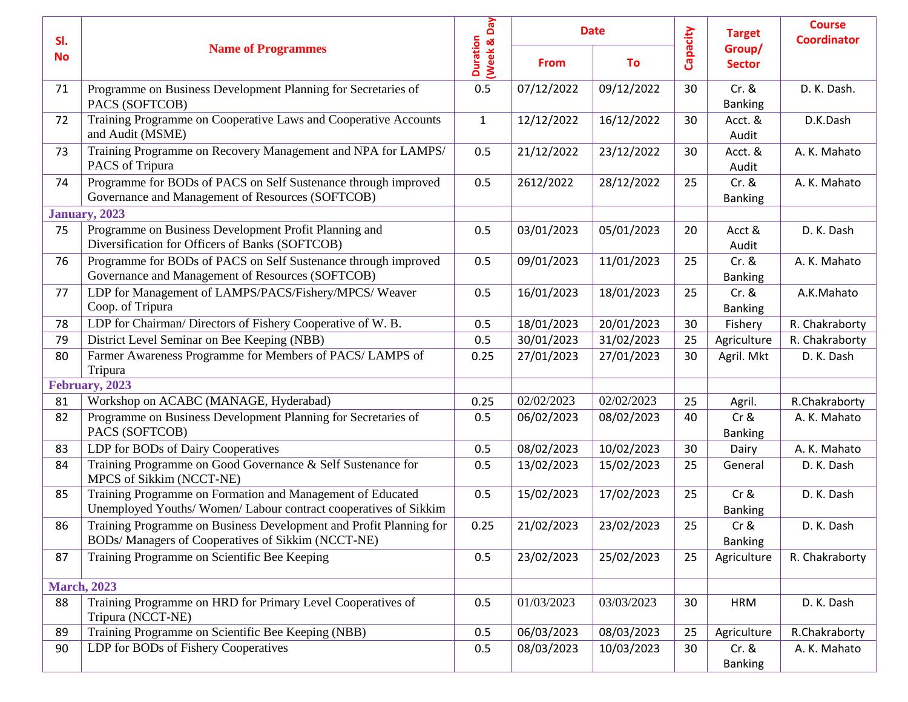| Sl. No | Name of Programmes | Duration (Week & Day) | Date | | Capacity | Target Group/ Sector | Course Coordinator |
|---|---|---|---|---|---|---|---|
| | | | From | To | | | |
| 71 | Programme on Business Development Planning for Secretaries of PACS (SOFTCOB) | 0.5 | 07/12/2022 | 09/12/2022 | 30 | Cr. & Banking | D. K. Dash. |
| 72 | Training Programme on Cooperative Laws and Cooperative Accounts and Audit (MSME) | 1 | 12/12/2022 | 16/12/2022 | 30 | Acct. & Audit | D.K.Dash |
| 73 | Training Programme on Recovery Management and NPA for LAMPS/ PACS of Tripura | 0.5 | 21/12/2022 | 23/12/2022 | 30 | Acct. & Audit | A. K. Mahato |
| 74 | Programme for BODs of PACS on Self Sustenance through improved Governance and Management of Resources (SOFTCOB) | 0.5 | 2612/2022 | 28/12/2022 | 25 | Cr. & Banking | A. K. Mahato |
| **January, 2023** | | | | | | | |
| 75 | Programme on Business Development Profit Planning and Diversification for Officers of Banks (SOFTCOB) | 0.5 | 03/01/2023 | 05/01/2023 | 20 | Acct & Audit | D. K. Dash |
| 76 | Programme for BODs of PACS on Self Sustenance through improved Governance and Management of Resources (SOFTCOB) | 0.5 | 09/01/2023 | 11/01/2023 | 25 | Cr. & Banking | A. K. Mahato |
| 77 | LDP for Management of LAMPS/PACS/Fishery/MPCS/ Weaver Coop. of Tripura | 0.5 | 16/01/2023 | 18/01/2023 | 25 | Cr. & Banking | A.K.Mahato |
| 78 | LDP for Chairman/ Directors of Fishery Cooperative of W. B. | 0.5 | 18/01/2023 | 20/01/2023 | 30 | Fishery | R. Chakraborty |
| 79 | District Level Seminar on Bee Keeping (NBB) | 0.5 | 30/01/2023 | 31/02/2023 | 25 | Agriculture | R. Chakraborty |
| 80 | Farmer Awareness Programme for Members of PACS/ LAMPS of Tripura | 0.25 | 27/01/2023 | 27/01/2023 | 30 | Agril. Mkt | D. K. Dash |
| **February, 2023** | | | | | | | |
| 81 | Workshop on ACABC (MANAGE, Hyderabad) | 0.25 | 02/02/2023 | 02/02/2023 | 25 | Agril. | R.Chakraborty |
| 82 | Programme on Business Development Planning for Secretaries of PACS (SOFTCOB) | 0.5 | 06/02/2023 | 08/02/2023 | 40 | Cr & Banking | A. K. Mahato |
| 83 | LDP for BODs of Dairy Cooperatives | 0.5 | 08/02/2023 | 10/02/2023 | 30 | Dairy | A. K. Mahato |
| 84 | Training Programme on Good Governance & Self Sustenance for MPCS of Sikkim (NCCT-NE) | 0.5 | 13/02/2023 | 15/02/2023 | 25 | General | D. K. Dash |
| 85 | Training Programme on Formation and Management of Educated Unemployed Youths/ Women/ Labour contract cooperatives of Sikkim | 0.5 | 15/02/2023 | 17/02/2023 | 25 | Cr & Banking | D. K. Dash |
| 86 | Training Programme on Business Development and Profit Planning for BODs/ Managers of Cooperatives of Sikkim (NCCT-NE) | 0.25 | 21/02/2023 | 23/02/2023 | 25 | Cr & Banking | D. K. Dash |
| 87 | Training Programme on Scientific Bee Keeping | 0.5 | 23/02/2023 | 25/02/2023 | 25 | Agriculture | R. Chakraborty |
| **March, 2023** | | | | | | | |
| 88 | Training Programme on HRD for Primary Level Cooperatives of Tripura (NCCT-NE) | 0.5 | 01/03/2023 | 03/03/2023 | 30 | HRM | D. K. Dash |
| 89 | Training Programme on Scientific Bee Keeping (NBB) | 0.5 | 06/03/2023 | 08/03/2023 | 25 | Agriculture | R.Chakraborty |
| 90 | LDP for BODs of Fishery Cooperatives | 0.5 | 08/03/2023 | 10/03/2023 | 30 | Cr. & Banking | A. K. Mahato |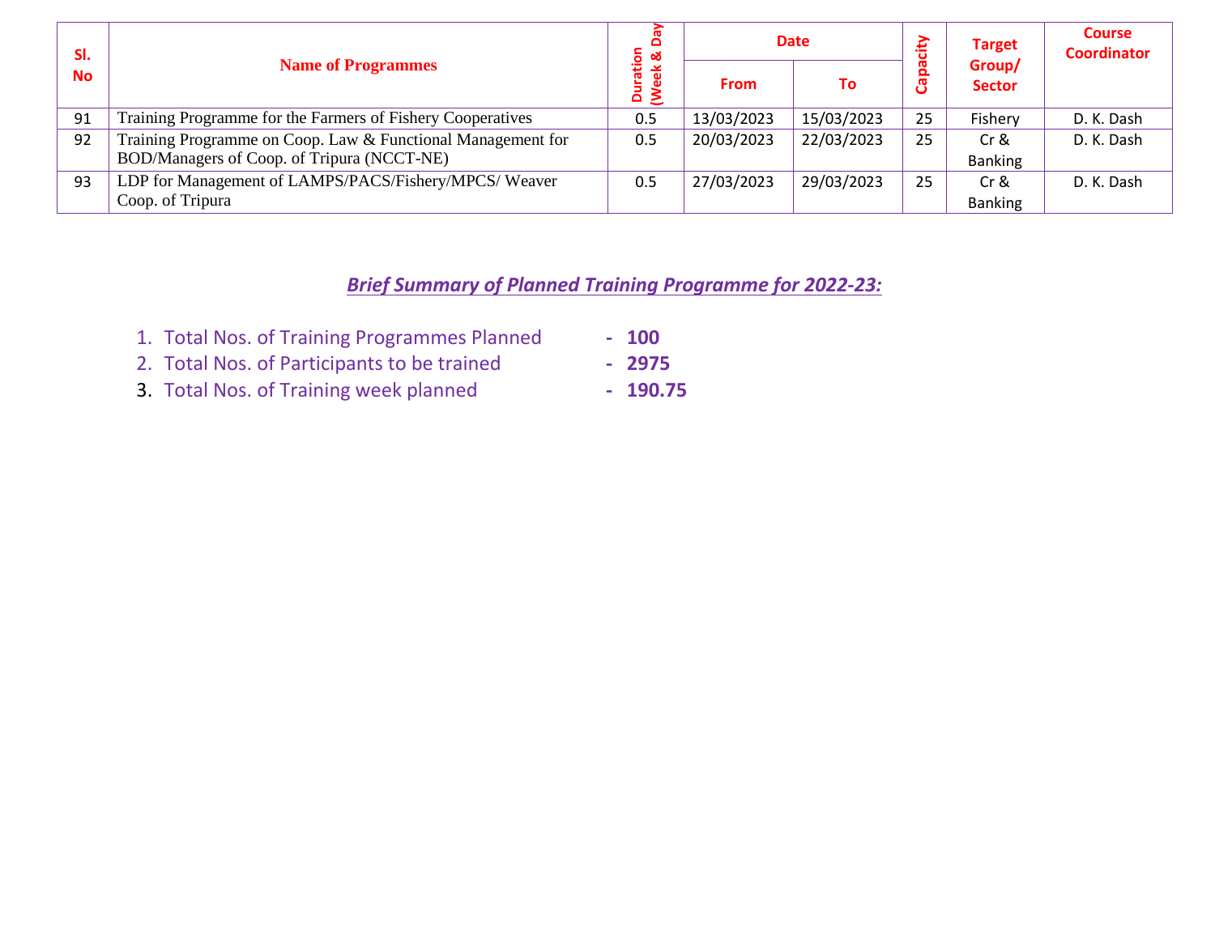| Sl. No | Name of Programmes | Duration (Week & Day) | Date | | Capacity | Target Group/ Sector | Course Coordinator |
|---|---|---|---|---|---|---|---|
| | | | From | To | | | |
| 91 | Training Programme for the Farmers of Fishery Cooperatives | 0.5 | 13/03/2023 | 15/03/2023 | 25 | Fishery | D. K. Dash |
| 92 | Training Programme on Coop. Law & Functional Management for BOD/Managers of Coop. of Tripura (NCCT-NE) | 0.5 | 20/03/2023 | 22/03/2023 | 25 | Cr & Banking | D. K. Dash |
| 93 | LDP for Management of LAMPS/PACS/Fishery/MPCS/ Weaver Coop. of Tripura | 0.5 | 27/03/2023 | 29/03/2023 | 25 | Cr & Banking | D. K. Dash |

## *Brief Summary of Planned Training Programme for 2022-23:*

1. Total Nos. of Training Programmes Planned - **100**
2. Total Nos. of Participants to be trained - **2975**
3. Total Nos. of Training week planned - **190.75**